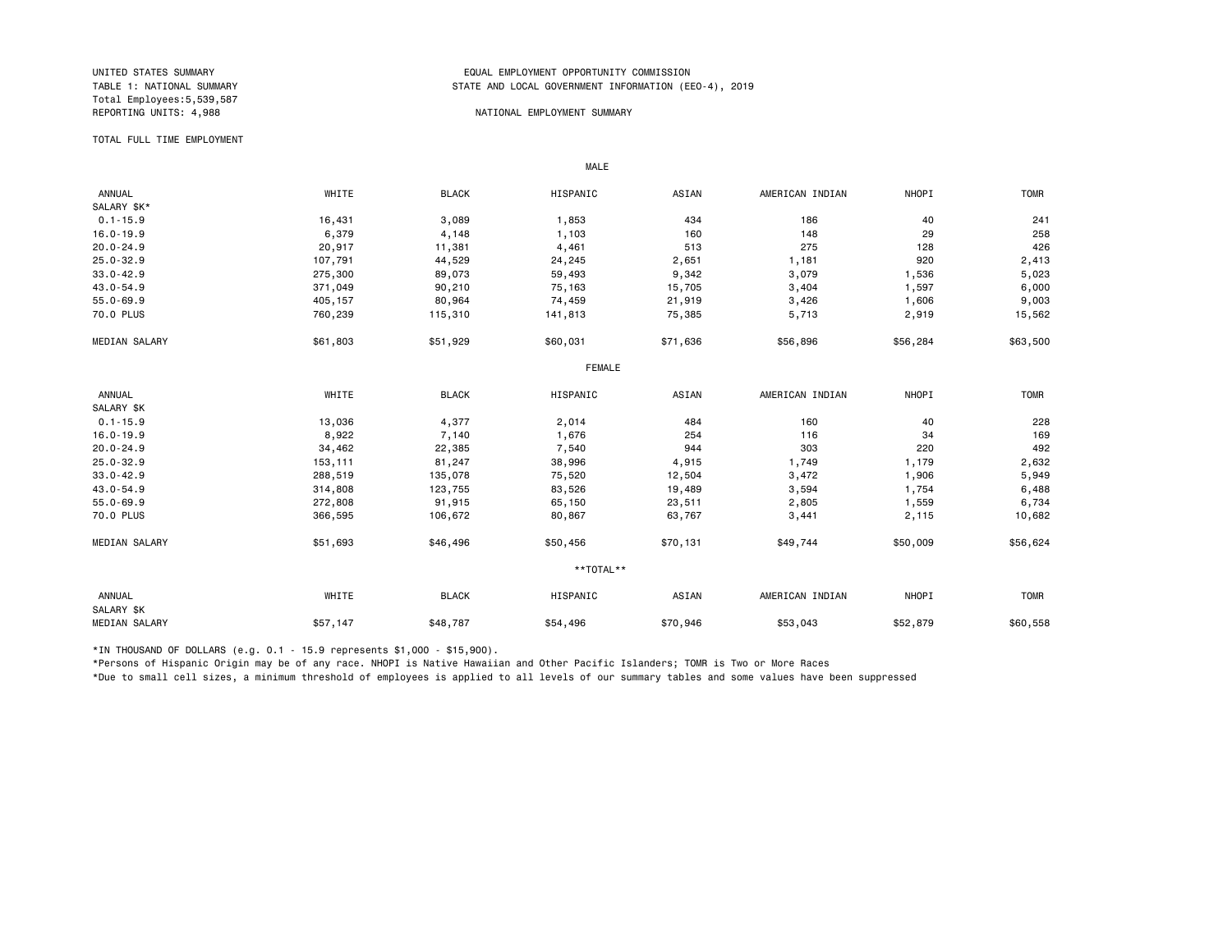UNITED STATES SUMMARY
TABLE 1: NATIONAL SUMMARY
Total Employees:5,539,587
REPORTING UNITS: 4,988

EQUAL EMPLOYMENT OPPORTUNITY COMMISSION
STATE AND LOCAL GOVERNMENT INFORMATION (EEO-4), 2019

NATIONAL EMPLOYMENT SUMMARY

TOTAL FULL TIME EMPLOYMENT

MALE

| ANNUAL SALARY $K* | WHITE | BLACK | HISPANIC | ASIAN | AMERICAN INDIAN | NHOPI | TOMR |
|---|---|---|---|---|---|---|---|
| 0.1-15.9 | 16,431 | 3,089 | 1,853 | 434 | 186 | 40 | 241 |
| 16.0-19.9 | 6,379 | 4,148 | 1,103 | 160 | 148 | 29 | 258 |
| 20.0-24.9 | 20,917 | 11,381 | 4,461 | 513 | 275 | 128 | 426 |
| 25.0-32.9 | 107,791 | 44,529 | 24,245 | 2,651 | 1,181 | 920 | 2,413 |
| 33.0-42.9 | 275,300 | 89,073 | 59,493 | 9,342 | 3,079 | 1,536 | 5,023 |
| 43.0-54.9 | 371,049 | 90,210 | 75,163 | 15,705 | 3,404 | 1,597 | 6,000 |
| 55.0-69.9 | 405,157 | 80,964 | 74,459 | 21,919 | 3,426 | 1,606 | 9,003 |
| 70.0 PLUS | 760,239 | 115,310 | 141,813 | 75,385 | 5,713 | 2,919 | 15,562 |
| MEDIAN SALARY | $61,803 | $51,929 | $60,031 | $71,636 | $56,896 | $56,284 | $63,500 |

FEMALE

| ANNUAL SALARY $K | WHITE | BLACK | HISPANIC | ASIAN | AMERICAN INDIAN | NHOPI | TOMR |
|---|---|---|---|---|---|---|---|
| 0.1-15.9 | 13,036 | 4,377 | 2,014 | 484 | 160 | 40 | 228 |
| 16.0-19.9 | 8,922 | 7,140 | 1,676 | 254 | 116 | 34 | 169 |
| 20.0-24.9 | 34,462 | 22,385 | 7,540 | 944 | 303 | 220 | 492 |
| 25.0-32.9 | 153,111 | 81,247 | 38,996 | 4,915 | 1,749 | 1,179 | 2,632 |
| 33.0-42.9 | 288,519 | 135,078 | 75,520 | 12,504 | 3,472 | 1,906 | 5,949 |
| 43.0-54.9 | 314,808 | 123,755 | 83,526 | 19,489 | 3,594 | 1,754 | 6,488 |
| 55.0-69.9 | 272,808 | 91,915 | 65,150 | 23,511 | 2,805 | 1,559 | 6,734 |
| 70.0 PLUS | 366,595 | 106,672 | 80,867 | 63,767 | 3,441 | 2,115 | 10,682 |
| MEDIAN SALARY | $51,693 | $46,496 | $50,456 | $70,131 | $49,744 | $50,009 | $56,624 |

**TOTAL**

| ANNUAL SALARY $K | WHITE | BLACK | HISPANIC | ASIAN | AMERICAN INDIAN | NHOPI | TOMR |
|---|---|---|---|---|---|---|---|
| MEDIAN SALARY | $57,147 | $48,787 | $54,496 | $70,946 | $53,043 | $52,879 | $60,558 |

*IN THOUSAND OF DOLLARS (e.g. 0.1 - 15.9 represents $1,000 - $15,900).

*Persons of Hispanic Origin may be of any race. NHOPI is Native Hawaiian and Other Pacific Islanders; TOMR is Two or More Races

*Due to small cell sizes, a minimum threshold of employees is applied to all levels of our summary tables and some values have been suppressed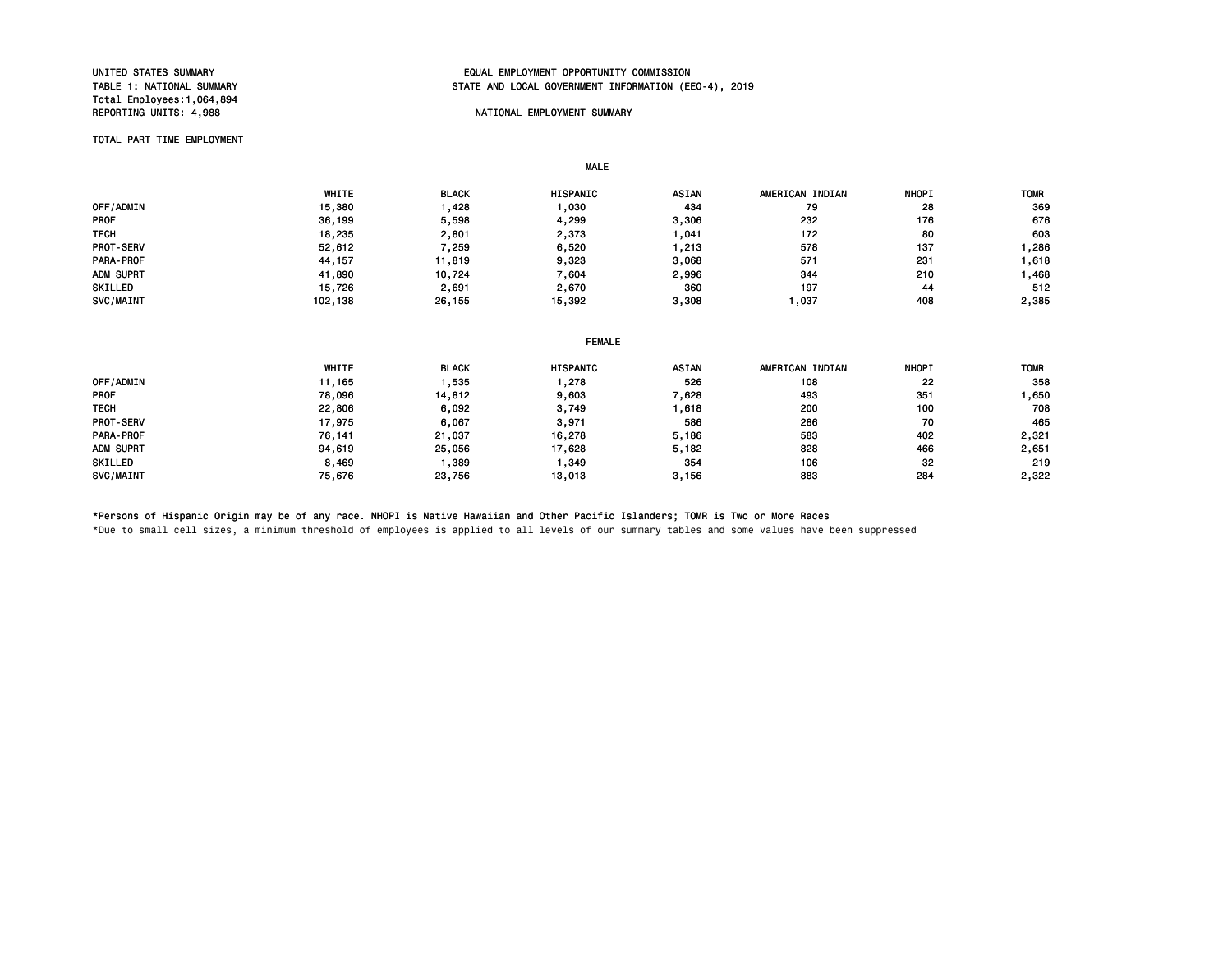UNITED STATES SUMMARY
TABLE 1: NATIONAL SUMMARY
Total Employees:1,064,894
REPORTING UNITS: 4,988

EQUAL EMPLOYMENT OPPORTUNITY COMMISSION
STATE AND LOCAL GOVERNMENT INFORMATION (EEO-4), 2019

NATIONAL EMPLOYMENT SUMMARY

TOTAL PART TIME EMPLOYMENT

**MALE**

| | WHITE | BLACK | HISPANIC | ASIAN | AMERICAN INDIAN | NHOPI | TOMR |
|---|---|---|---|---|---|---|---|
| OFF/ADMIN | 15,380 | 1,428 | 1,030 | 434 | 79 | 28 | 369 |
| PROF | 36,199 | 5,598 | 4,299 | 3,306 | 232 | 176 | 676 |
| TECH | 18,235 | 2,801 | 2,373 | 1,041 | 172 | 80 | 603 |
| PROT-SERV | 52,612 | 7,259 | 6,520 | 1,213 | 578 | 137 | 1,286 |
| PARA-PROF | 44,157 | 11,819 | 9,323 | 3,068 | 571 | 231 | 1,618 |
| ADM SUPRT | 41,890 | 10,724 | 7,604 | 2,996 | 344 | 210 | 1,468 |
| SKILLED | 15,726 | 2,691 | 2,670 | 360 | 197 | 44 | 512 |
| SVC/MAINT | 102,138 | 26,155 | 15,392 | 3,308 | 1,037 | 408 | 2,385 |

**FEMALE**

| | WHITE | BLACK | HISPANIC | ASIAN | AMERICAN INDIAN | NHOPI | TOMR |
|---|---|---|---|---|---|---|---|
| OFF/ADMIN | 11,165 | 1,535 | 1,278 | 526 | 108 | 22 | 358 |
| PROF | 78,096 | 14,812 | 9,603 | 7,628 | 493 | 351 | 1,650 |
| TECH | 22,806 | 6,092 | 3,749 | 1,618 | 200 | 100 | 708 |
| PROT-SERV | 17,975 | 6,067 | 3,971 | 586 | 286 | 70 | 465 |
| PARA-PROF | 76,141 | 21,037 | 16,278 | 5,186 | 583 | 402 | 2,321 |
| ADM SUPRT | 94,619 | 25,056 | 17,628 | 5,182 | 828 | 466 | 2,651 |
| SKILLED | 8,469 | 1,389 | 1,349 | 354 | 106 | 32 | 219 |
| SVC/MAINT | 75,676 | 23,756 | 13,013 | 3,156 | 883 | 284 | 2,322 |

*Persons of Hispanic Origin may be of any race. NHOPI is Native Hawaiian and Other Pacific Islanders; TOMR is Two or More Races

*Due to small cell sizes, a minimum threshold of employees is applied to all levels of our summary tables and some values have been suppressed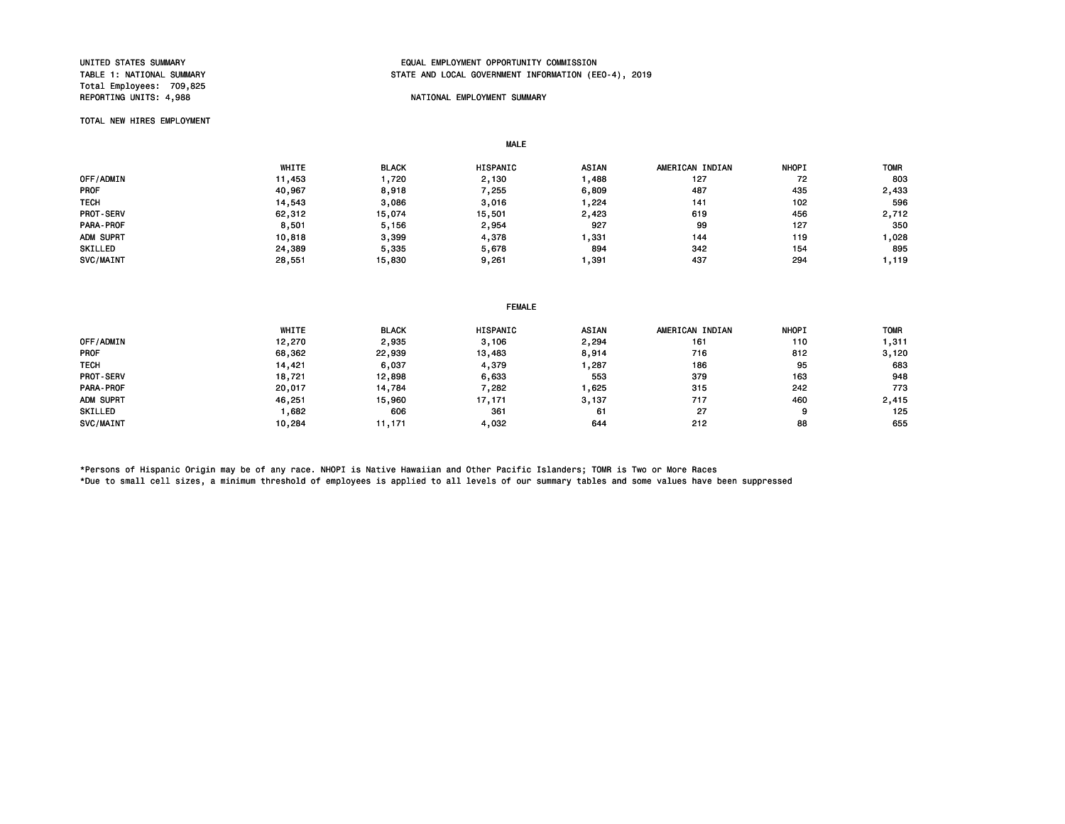UNITED STATES SUMMARY
TABLE 1: NATIONAL SUMMARY
Total Employees: 709,825
REPORTING UNITS: 4,988

EQUAL EMPLOYMENT OPPORTUNITY COMMISSION
STATE AND LOCAL GOVERNMENT INFORMATION (EEO-4), 2019

NATIONAL EMPLOYMENT SUMMARY

TOTAL NEW HIRES EMPLOYMENT

MALE

| | WHITE | BLACK | HISPANIC | ASIAN | AMERICAN INDIAN | NHOPI | TOMR |
|---|---|---|---|---|---|---|---|
| OFF/ADMIN | 11,453 | 1,720 | 2,130 | 1,488 | 127 | 72 | 803 |
| PROF | 40,967 | 8,918 | 7,255 | 6,809 | 487 | 435 | 2,433 |
| TECH | 14,543 | 3,086 | 3,016 | 1,224 | 141 | 102 | 596 |
| PROT-SERV | 62,312 | 15,074 | 15,501 | 2,423 | 619 | 456 | 2,712 |
| PARA-PROF | 8,501 | 5,156 | 2,954 | 927 | 99 | 127 | 350 |
| ADM SUPRT | 10,818 | 3,399 | 4,378 | 1,331 | 144 | 119 | 1,028 |
| SKILLED | 24,389 | 5,335 | 5,678 | 894 | 342 | 154 | 895 |
| SVC/MAINT | 28,551 | 15,830 | 9,261 | 1,391 | 437 | 294 | 1,119 |

FEMALE

| | WHITE | BLACK | HISPANIC | ASIAN | AMERICAN INDIAN | NHOPI | TOMR |
|---|---|---|---|---|---|---|---|
| OFF/ADMIN | 12,270 | 2,935 | 3,106 | 2,294 | 161 | 110 | 1,311 |
| PROF | 68,362 | 22,939 | 13,483 | 8,914 | 716 | 812 | 3,120 |
| TECH | 14,421 | 6,037 | 4,379 | 1,287 | 186 | 95 | 683 |
| PROT-SERV | 18,721 | 12,898 | 6,633 | 553 | 379 | 163 | 948 |
| PARA-PROF | 20,017 | 14,784 | 7,282 | 1,625 | 315 | 242 | 773 |
| ADM SUPRT | 46,251 | 15,960 | 17,171 | 3,137 | 717 | 460 | 2,415 |
| SKILLED | 1,682 | 606 | 361 | 61 | 27 | 9 | 125 |
| SVC/MAINT | 10,284 | 11,171 | 4,032 | 644 | 212 | 88 | 655 |

*Persons of Hispanic Origin may be of any race. NHOPI is Native Hawaiian and Other Pacific Islanders; TOMR is Two or More Races
*Due to small cell sizes, a minimum threshold of employees is applied to all levels of our summary tables and some values have been suppressed